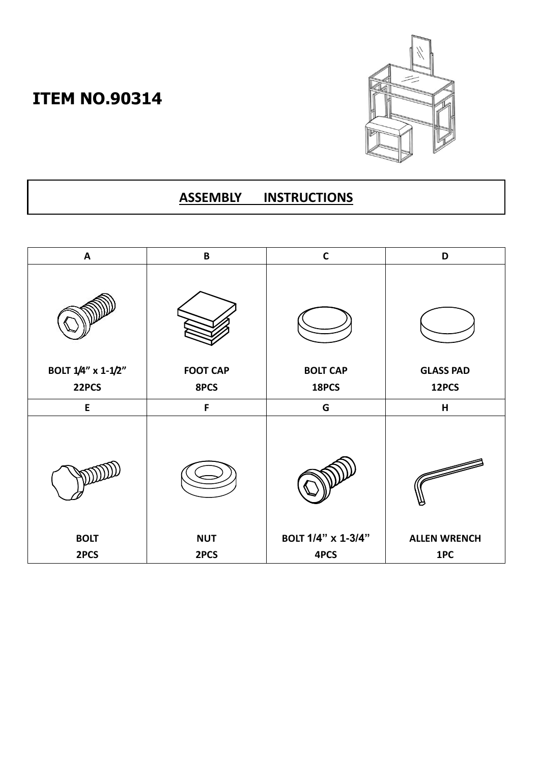# ITEM NO.90314

## ASSEMBLY INSTRUCTIONS

| A | B | C | D |
|---|---|---|---|
| BOLT 1/4" x 1-1/2"<br>22PCS | FOOT CAP<br>8PCS | BOLT CAP<br>18PCS | GLASS PAD<br>12PCS |
| **E** | **F** | **G** | **H** |
| BOLT<br>2PCS | NUT<br>2PCS | BOLT 1/4" x 1-3/4"<br>4PCS | ALLEN WRENCH<br>1PC |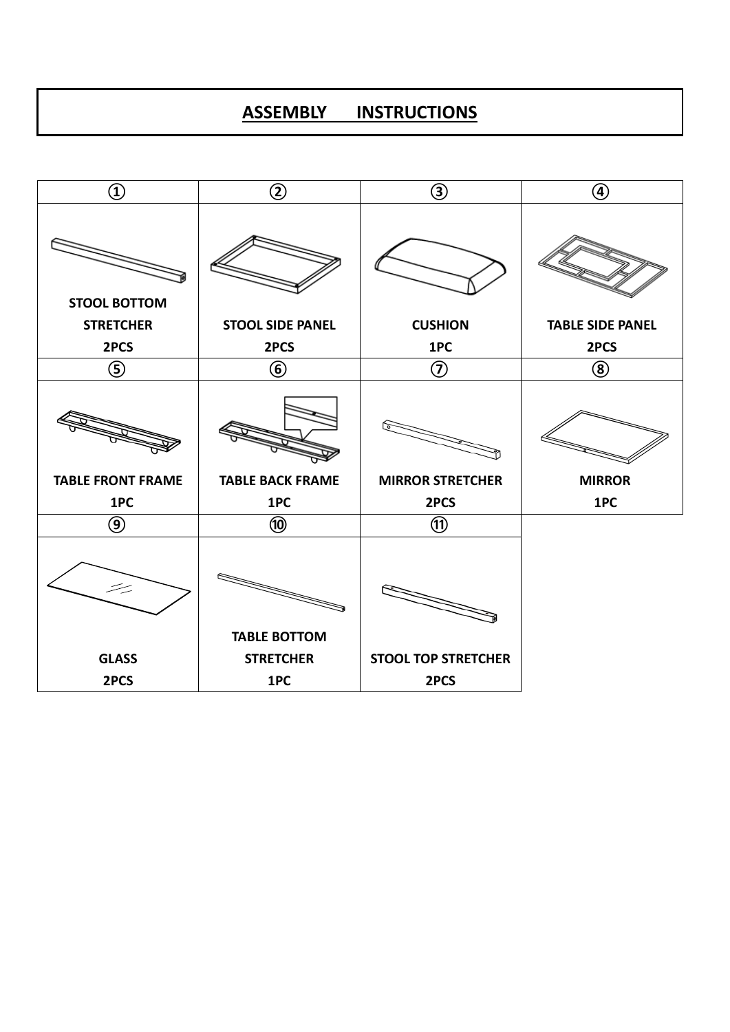# ASSEMBLY INSTRUCTIONS

| ① | ② | ③ | ④ |
| --- | --- | --- | --- |
| **STOOL BOTTOM STRETCHER 2PCS** | **STOOL SIDE PANEL 2PCS** | **CUSHION 1PC** | **TABLE SIDE PANEL 2PCS** |
| ⑤ | ⑥ | ⑦ | ⑧ |
| **TABLE FRONT FRAME 1PC** | **TABLE BACK FRAME 1PC** | **MIRROR STRETCHER 2PCS** | **MIRROR 1PC** |
| ⑨ | ⑩ | ⑪ | |
| **GLASS 2PCS** | **TABLE BOTTOM STRETCHER 1PC** | **STOOL TOP STRETCHER 2PCS** | |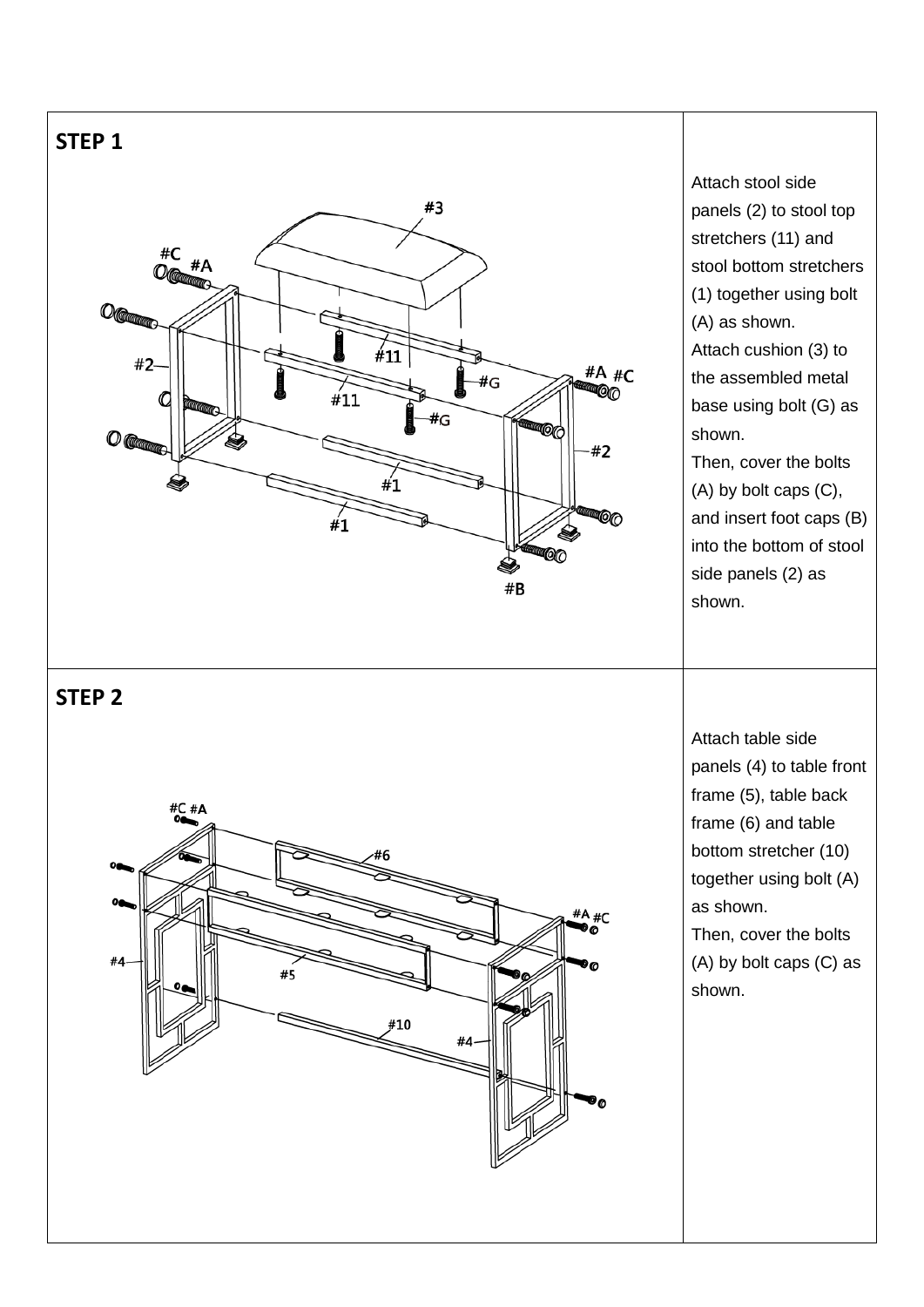## STEP 1

Attach stool side panels (2) to stool top stretchers (11) and stool bottom stretchers (1) together using bolt (A) as shown.
Attach cushion (3) to the assembled metal base using bolt (G) as shown.
Then, cover the bolts (A) by bolt caps (C), and insert foot caps (B) into the bottom of stool side panels (2) as shown.

## STEP 2

Attach table side panels (4) to table front frame (5), table back frame (6) and table bottom stretcher (10) together using bolt (A) as shown.
Then, cover the bolts (A) by bolt caps (C) as shown.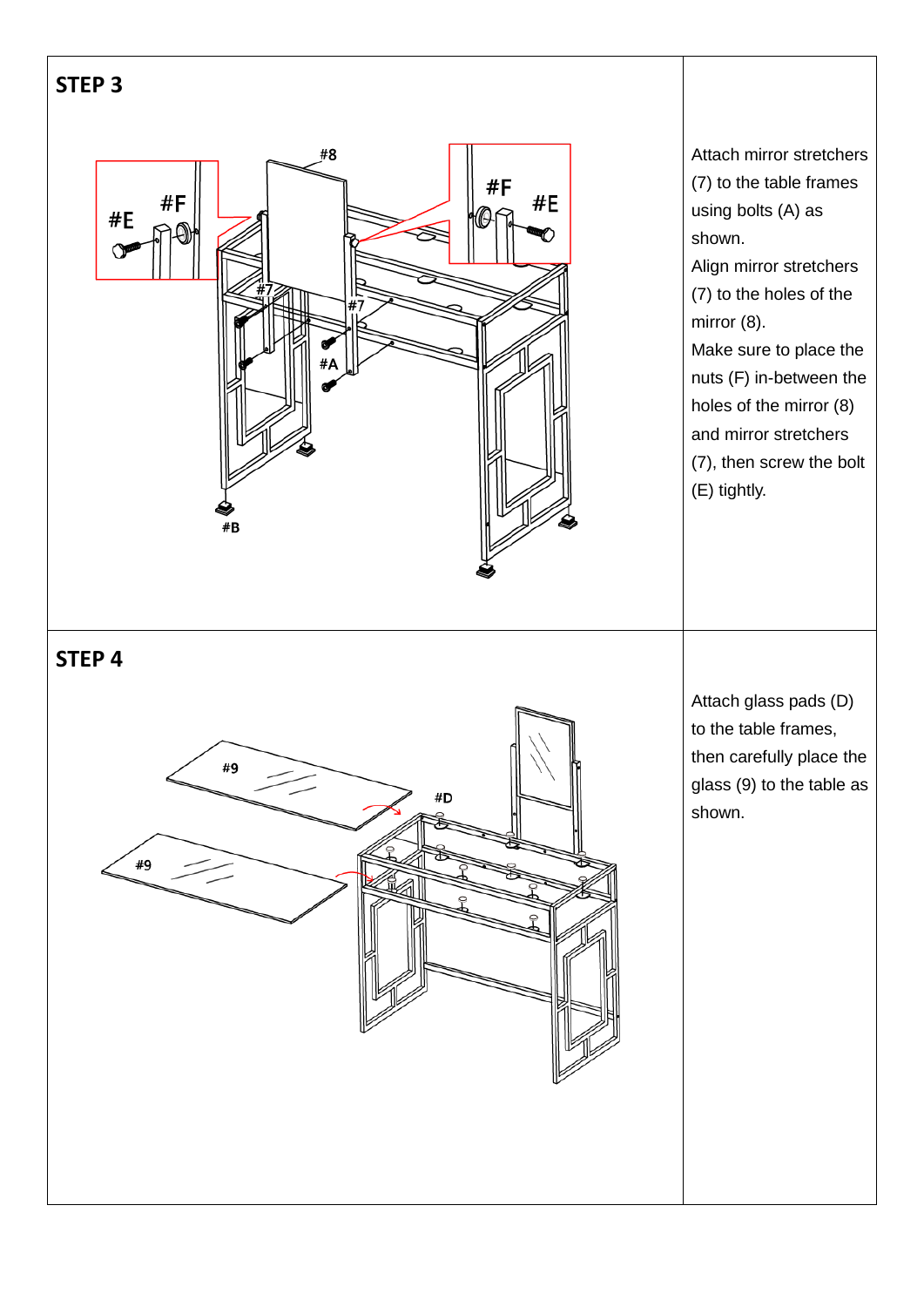## STEP 3

#E #F #8 #F #E #7 #7 #A #B

Attach mirror stretchers (7) to the table frames using bolts (A) as shown.
Align mirror stretchers (7) to the holes of the mirror (8).
Make sure to place the nuts (F) in-between the holes of the mirror (8) and mirror stretchers (7), then screw the bolt (E) tightly.

## STEP 4

#9 #D #9

Attach glass pads (D) to the table frames, then carefully place the glass (9) to the table as shown.